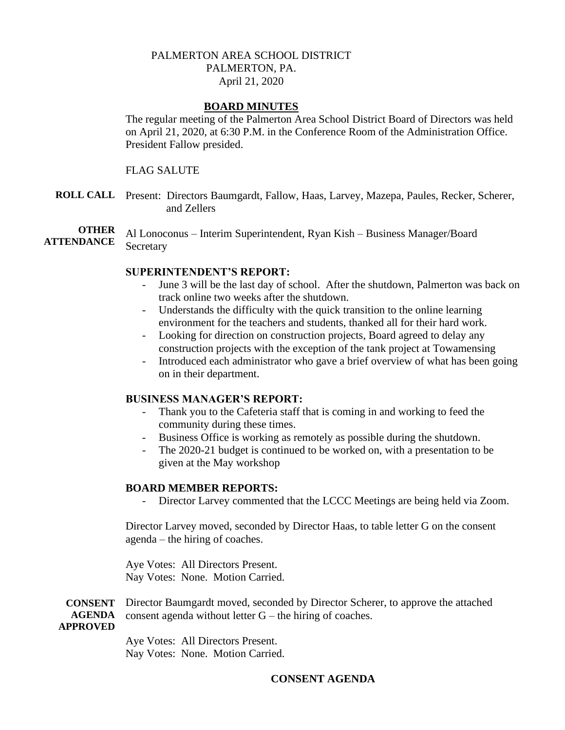PALMERTON AREA SCHOOL DISTRICT
PALMERTON, PA.
April 21, 2020

## BOARD MINUTES

The regular meeting of the Palmerton Area School District Board of Directors was held on April 21, 2020, at 6:30 P.M. in the Conference Room of the Administration Office. President Fallow presided.

FLAG SALUTE

**ROLL CALL** Present: Directors Baumgardt, Fallow, Haas, Larvey, Mazepa, Paules, Recker, Scherer, and Zellers

**OTHER ATTENDANCE** Al Lonoconus – Interim Superintendent, Ryan Kish – Business Manager/Board Secretary

### SUPERINTENDENT'S REPORT:

- June 3 will be the last day of school. After the shutdown, Palmerton was back on track online two weeks after the shutdown.
- Understands the difficulty with the quick transition to the online learning environment for the teachers and students, thanked all for their hard work.
- Looking for direction on construction projects, Board agreed to delay any construction projects with the exception of the tank project at Towamensing
- Introduced each administrator who gave a brief overview of what has been going on in their department.

### BUSINESS MANAGER'S REPORT:

- Thank you to the Cafeteria staff that is coming in and working to feed the community during these times.
- Business Office is working as remotely as possible during the shutdown.
- The 2020-21 budget is continued to be worked on, with a presentation to be given at the May workshop

### BOARD MEMBER REPORTS:

- Director Larvey commented that the LCCC Meetings are being held via Zoom.

Director Larvey moved, seconded by Director Haas, to table letter G on the consent agenda – the hiring of coaches.

Aye Votes: All Directors Present.
Nay Votes: None. Motion Carried.

**CONSENT AGENDA APPROVED** Director Baumgardt moved, seconded by Director Scherer, to approve the attached consent agenda without letter G – the hiring of coaches.

Aye Votes: All Directors Present.
Nay Votes: None. Motion Carried.

## CONSENT AGENDA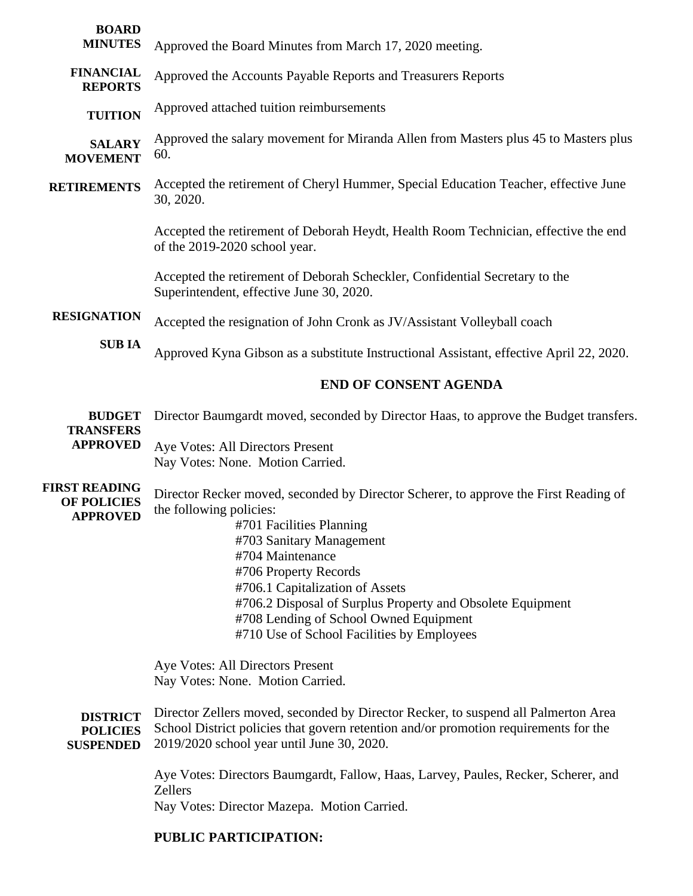**BOARD MINUTES** Approved the Board Minutes from March 17, 2020 meeting.

**FINANCIAL REPORTS** Approved the Accounts Payable Reports and Treasurers Reports

**TUITION** Approved attached tuition reimbursements

**SALARY MOVEMENT** Approved the salary movement for Miranda Allen from Masters plus 45 to Masters plus 60.

**RETIREMENTS** Accepted the retirement of Cheryl Hummer, Special Education Teacher, effective June 30, 2020.

Accepted the retirement of Deborah Heydt, Health Room Technician, effective the end of the 2019-2020 school year.

Accepted the retirement of Deborah Scheckler, Confidential Secretary to the Superintendent, effective June 30, 2020.

**RESIGNATION** Accepted the resignation of John Cronk as JV/Assistant Volleyball coach

**SUB IA** Approved Kyna Gibson as a substitute Instructional Assistant, effective April 22, 2020.

**END OF CONSENT AGENDA**

**BUDGET TRANSFERS APPROVED** Director Baumgardt moved, seconded by Director Haas, to approve the Budget transfers.

Aye Votes: All Directors Present
Nay Votes: None. Motion Carried.

**FIRST READING OF POLICIES APPROVED** Director Recker moved, seconded by Director Scherer, to approve the First Reading of the following policies:

- #701 Facilities Planning
- #703 Sanitary Management
- #704 Maintenance
- #706 Property Records
- #706.1 Capitalization of Assets
- #706.2 Disposal of Surplus Property and Obsolete Equipment
- #708 Lending of School Owned Equipment
- #710 Use of School Facilities by Employees

Aye Votes: All Directors Present
Nay Votes: None. Motion Carried.

**DISTRICT POLICIES SUSPENDED** Director Zellers moved, seconded by Director Recker, to suspend all Palmerton Area School District policies that govern retention and/or promotion requirements for the 2019/2020 school year until June 30, 2020.

Aye Votes: Directors Baumgardt, Fallow, Haas, Larvey, Paules, Recker, Scherer, and Zellers
Nay Votes: Director Mazepa. Motion Carried.

**PUBLIC PARTICIPATION:**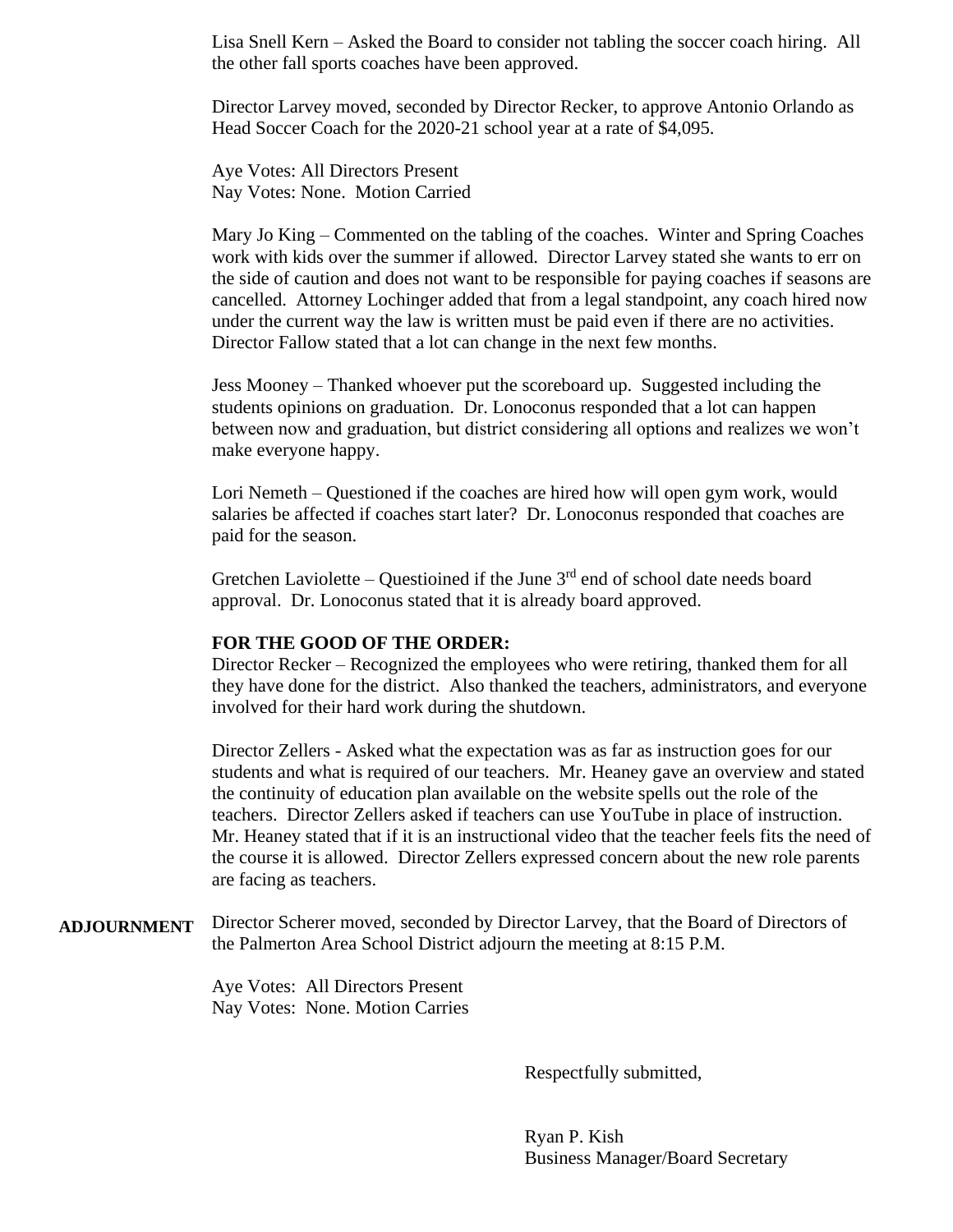Lisa Snell Kern – Asked the Board to consider not tabling the soccer coach hiring. All the other fall sports coaches have been approved.

Director Larvey moved, seconded by Director Recker, to approve Antonio Orlando as Head Soccer Coach for the 2020-21 school year at a rate of $4,095.

Aye Votes: All Directors Present
Nay Votes: None. Motion Carried

Mary Jo King – Commented on the tabling of the coaches. Winter and Spring Coaches work with kids over the summer if allowed. Director Larvey stated she wants to err on the side of caution and does not want to be responsible for paying coaches if seasons are cancelled. Attorney Lochinger added that from a legal standpoint, any coach hired now under the current way the law is written must be paid even if there are no activities. Director Fallow stated that a lot can change in the next few months.

Jess Mooney – Thanked whoever put the scoreboard up. Suggested including the students opinions on graduation. Dr. Lonoconus responded that a lot can happen between now and graduation, but district considering all options and realizes we won't make everyone happy.

Lori Nemeth – Questioned if the coaches are hired how will open gym work, would salaries be affected if coaches start later? Dr. Lonoconus responded that coaches are paid for the season.

Gretchen Laviolette – Questioined if the June 3rd end of school date needs board approval. Dr. Lonoconus stated that it is already board approved.

**FOR THE GOOD OF THE ORDER:**

Director Recker – Recognized the employees who were retiring, thanked them for all they have done for the district. Also thanked the teachers, administrators, and everyone involved for their hard work during the shutdown.

Director Zellers - Asked what the expectation was as far as instruction goes for our students and what is required of our teachers. Mr. Heaney gave an overview and stated the continuity of education plan available on the website spells out the role of the teachers. Director Zellers asked if teachers can use YouTube in place of instruction. Mr. Heaney stated that if it is an instructional video that the teacher feels fits the need of the course it is allowed. Director Zellers expressed concern about the new role parents are facing as teachers.

**ADJOURNMENT**

Director Scherer moved, seconded by Director Larvey, that the Board of Directors of the Palmerton Area School District adjourn the meeting at 8:15 P.M.

Aye Votes: All Directors Present
Nay Votes: None. Motion Carries

Respectfully submitted,

Ryan P. Kish
Business Manager/Board Secretary